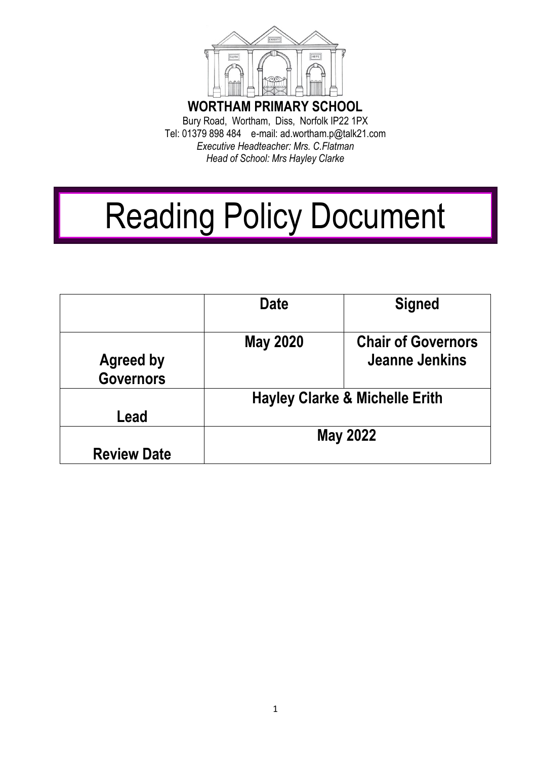**WORTHAM PRIMARY SCHOOL**

Bury Road, Wortham, Diss, Norfolk IP22 1PX
Tel: 01379 898 484 e-mail: ad.wortham.p@talk21.com
*Executive Headteacher: Mrs. C.Flatman*
*Head of School: Mrs Hayley Clarke*

# Reading Policy Document

| | Date | Signed |
|---|---|---|
| **Agreed by Governors** | **May 2020** | **Chair of Governors Jeanne Jenkins** |
| **Lead** | **Hayley Clarke & Michelle Erith** | |
| **Review Date** | **May 2022** | |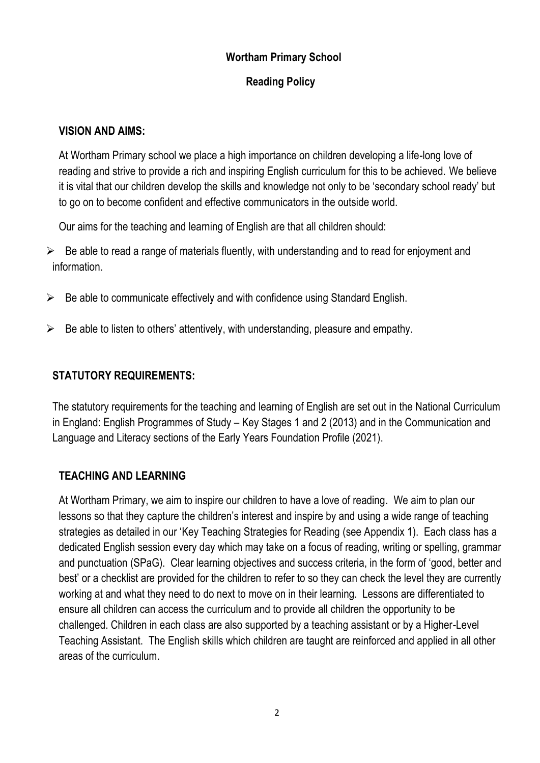**Wortham Primary School**

**Reading Policy**

## VISION AND AIMS:

At Wortham Primary school we place a high importance on children developing a life-long love of reading and strive to provide a rich and inspiring English curriculum for this to be achieved. We believe it is vital that our children develop the skills and knowledge not only to be 'secondary school ready' but to go on to become confident and effective communicators in the outside world.

Our aims for the teaching and learning of English are that all children should:

- Be able to read a range of materials fluently, with understanding and to read for enjoyment and information.
- Be able to communicate effectively and with confidence using Standard English.
- Be able to listen to others' attentively, with understanding, pleasure and empathy.

## STATUTORY REQUIREMENTS:

The statutory requirements for the teaching and learning of English are set out in the National Curriculum in England: English Programmes of Study – Key Stages 1 and 2 (2013) and in the Communication and Language and Literacy sections of the Early Years Foundation Profile (2021).

## TEACHING AND LEARNING

At Wortham Primary, we aim to inspire our children to have a love of reading. We aim to plan our lessons so that they capture the children's interest and inspire by and using a wide range of teaching strategies as detailed in our 'Key Teaching Strategies for Reading (see Appendix 1). Each class has a dedicated English session every day which may take on a focus of reading, writing or spelling, grammar and punctuation (SPaG). Clear learning objectives and success criteria, in the form of 'good, better and best' or a checklist are provided for the children to refer to so they can check the level they are currently working at and what they need to do next to move on in their learning. Lessons are differentiated to ensure all children can access the curriculum and to provide all children the opportunity to be challenged. Children in each class are also supported by a teaching assistant or by a Higher-Level Teaching Assistant. The English skills which children are taught are reinforced and applied in all other areas of the curriculum.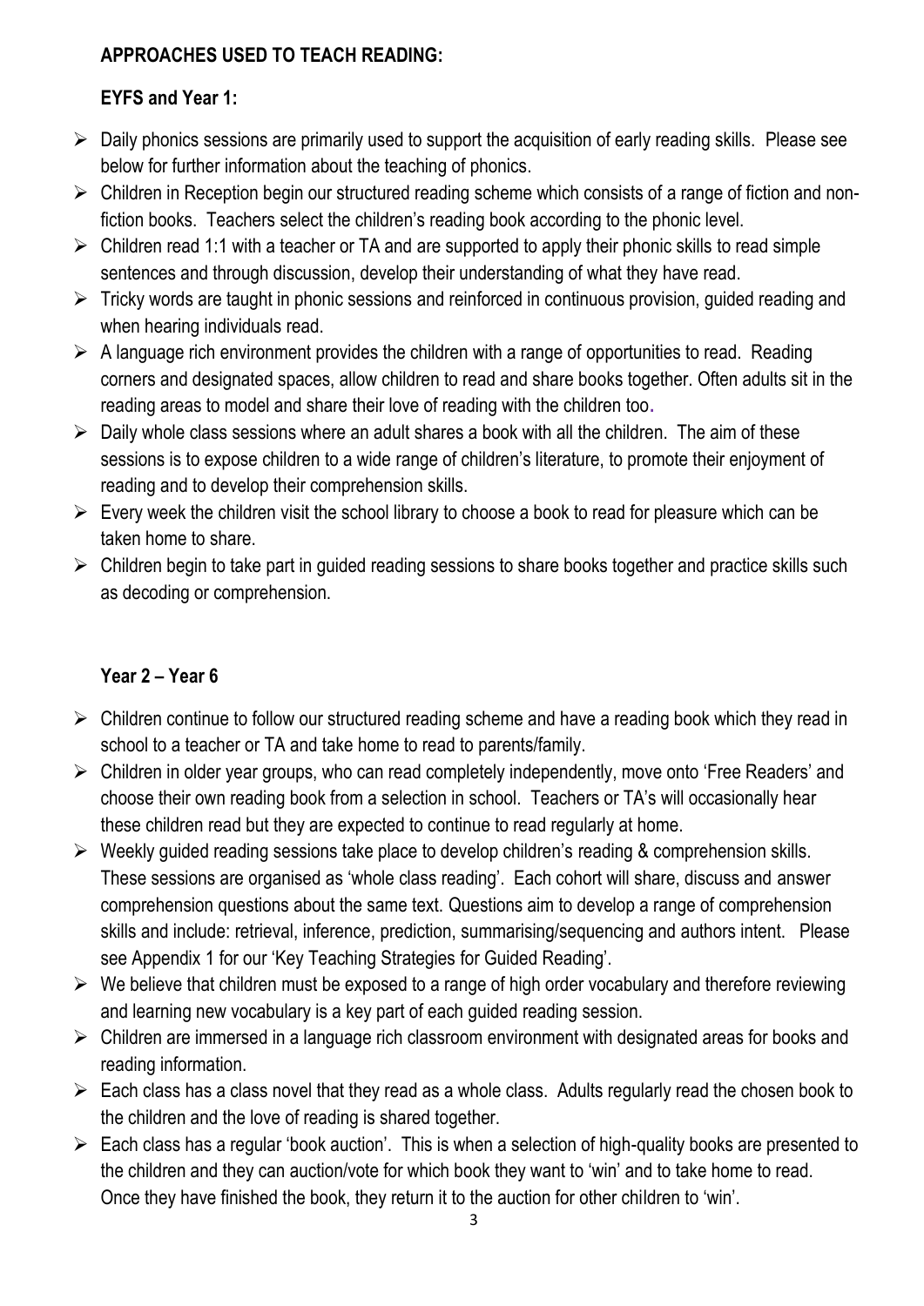## APPROACHES USED TO TEACH READING:

### EYFS and Year 1:

- Daily phonics sessions are primarily used to support the acquisition of early reading skills. Please see below for further information about the teaching of phonics.
- Children in Reception begin our structured reading scheme which consists of a range of fiction and non-fiction books. Teachers select the children's reading book according to the phonic level.
- Children read 1:1 with a teacher or TA and are supported to apply their phonic skills to read simple sentences and through discussion, develop their understanding of what they have read.
- Tricky words are taught in phonic sessions and reinforced in continuous provision, guided reading and when hearing individuals read.
- A language rich environment provides the children with a range of opportunities to read. Reading corners and designated spaces, allow children to read and share books together. Often adults sit in the reading areas to model and share their love of reading with the children too.
- Daily whole class sessions where an adult shares a book with all the children. The aim of these sessions is to expose children to a wide range of children's literature, to promote their enjoyment of reading and to develop their comprehension skills.
- Every week the children visit the school library to choose a book to read for pleasure which can be taken home to share.
- Children begin to take part in guided reading sessions to share books together and practice skills such as decoding or comprehension.

### Year 2 – Year 6

- Children continue to follow our structured reading scheme and have a reading book which they read in school to a teacher or TA and take home to read to parents/family.
- Children in older year groups, who can read completely independently, move onto 'Free Readers' and choose their own reading book from a selection in school. Teachers or TA's will occasionally hear these children read but they are expected to continue to read regularly at home.
- Weekly guided reading sessions take place to develop children's reading & comprehension skills. These sessions are organised as 'whole class reading'. Each cohort will share, discuss and answer comprehension questions about the same text. Questions aim to develop a range of comprehension skills and include: retrieval, inference, prediction, summarising/sequencing and authors intent. Please see Appendix 1 for our 'Key Teaching Strategies for Guided Reading'.
- We believe that children must be exposed to a range of high order vocabulary and therefore reviewing and learning new vocabulary is a key part of each guided reading session.
- Children are immersed in a language rich classroom environment with designated areas for books and reading information.
- Each class has a class novel that they read as a whole class. Adults regularly read the chosen book to the children and the love of reading is shared together.
- Each class has a regular 'book auction'. This is when a selection of high-quality books are presented to the children and they can auction/vote for which book they want to 'win' and to take home to read. Once they have finished the book, they return it to the auction for other children to 'win'.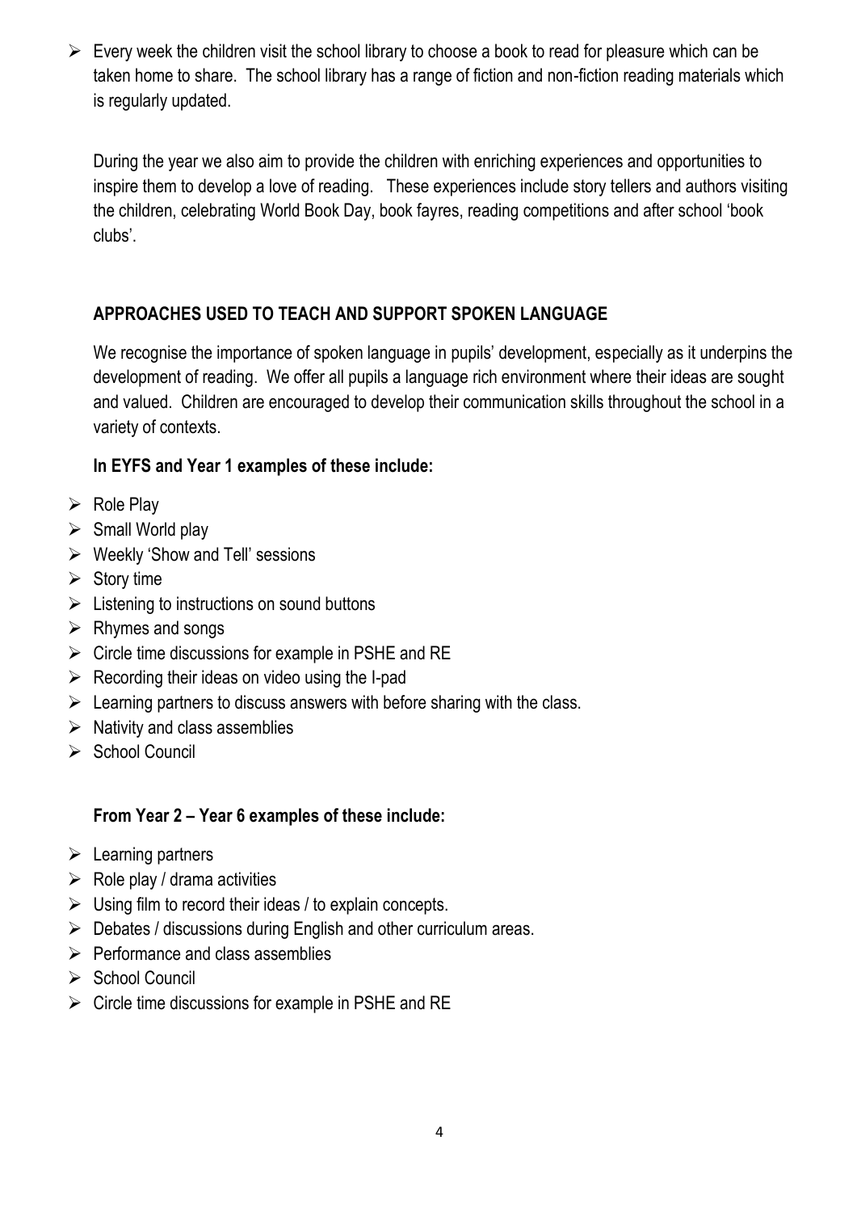- Every week the children visit the school library to choose a book to read for pleasure which can be taken home to share. The school library has a range of fiction and non-fiction reading materials which is regularly updated.

  During the year we also aim to provide the children with enriching experiences and opportunities to inspire them to develop a love of reading. These experiences include story tellers and authors visiting the children, celebrating World Book Day, book fayres, reading competitions and after school 'book clubs'.

## APPROACHES USED TO TEACH AND SUPPORT SPOKEN LANGUAGE

We recognise the importance of spoken language in pupils' development, especially as it underpins the development of reading. We offer all pupils a language rich environment where their ideas are sought and valued. Children are encouraged to develop their communication skills throughout the school in a variety of contexts.

**In EYFS and Year 1 examples of these include:**

- Role Play
- Small World play
- Weekly 'Show and Tell' sessions
- Story time
- Listening to instructions on sound buttons
- Rhymes and songs
- Circle time discussions for example in PSHE and RE
- Recording their ideas on video using the I-pad
- Learning partners to discuss answers with before sharing with the class.
- Nativity and class assemblies
- School Council

**From Year 2 – Year 6 examples of these include:**

- Learning partners
- Role play / drama activities
- Using film to record their ideas / to explain concepts.
- Debates / discussions during English and other curriculum areas.
- Performance and class assemblies
- School Council
- Circle time discussions for example in PSHE and RE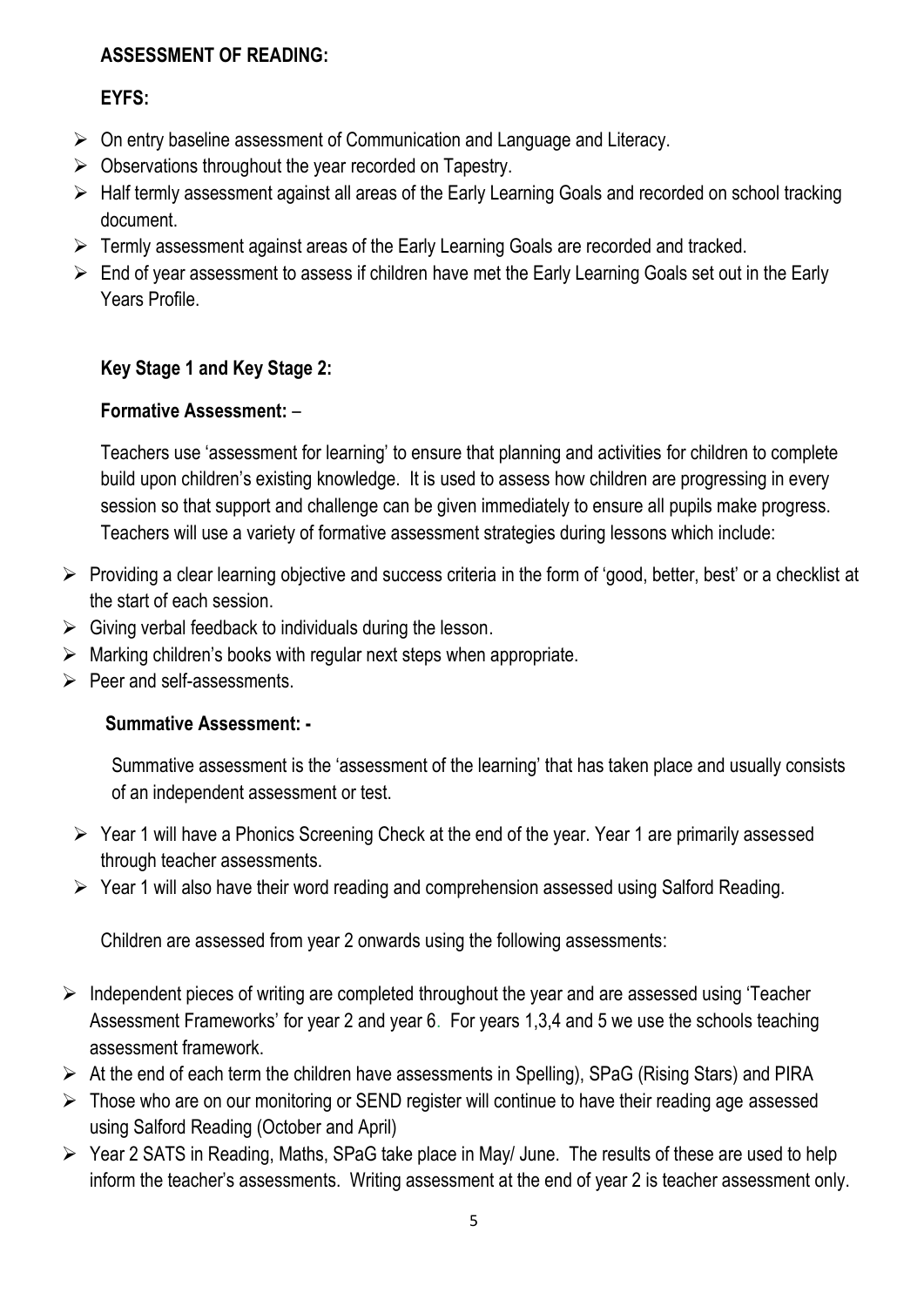**ASSESSMENT OF READING:**

**EYFS:**

- On entry baseline assessment of Communication and Language and Literacy.
- Observations throughout the year recorded on Tapestry.
- Half termly assessment against all areas of the Early Learning Goals and recorded on school tracking document.
- Termly assessment against areas of the Early Learning Goals are recorded and tracked.
- End of year assessment to assess if children have met the Early Learning Goals set out in the Early Years Profile.

**Key Stage 1 and Key Stage 2:**

**Formative Assessment:** –

Teachers use 'assessment for learning' to ensure that planning and activities for children to complete build upon children's existing knowledge. It is used to assess how children are progressing in every session so that support and challenge can be given immediately to ensure all pupils make progress. Teachers will use a variety of formative assessment strategies during lessons which include:

- Providing a clear learning objective and success criteria in the form of 'good, better, best' or a checklist at the start of each session.
- Giving verbal feedback to individuals during the lesson.
- Marking children's books with regular next steps when appropriate.
- Peer and self-assessments.

**Summative Assessment: -**

Summative assessment is the 'assessment of the learning' that has taken place and usually consists of an independent assessment or test.

- Year 1 will have a Phonics Screening Check at the end of the year. Year 1 are primarily assessed through teacher assessments.
- Year 1 will also have their word reading and comprehension assessed using Salford Reading.

Children are assessed from year 2 onwards using the following assessments:

- Independent pieces of writing are completed throughout the year and are assessed using 'Teacher Assessment Frameworks' for year 2 and year 6. For years 1,3,4 and 5 we use the schools teaching assessment framework.
- At the end of each term the children have assessments in Spelling), SPaG (Rising Stars) and PIRA
- Those who are on our monitoring or SEND register will continue to have their reading age assessed using Salford Reading (October and April)
- Year 2 SATS in Reading, Maths, SPaG take place in May/ June. The results of these are used to help inform the teacher's assessments. Writing assessment at the end of year 2 is teacher assessment only.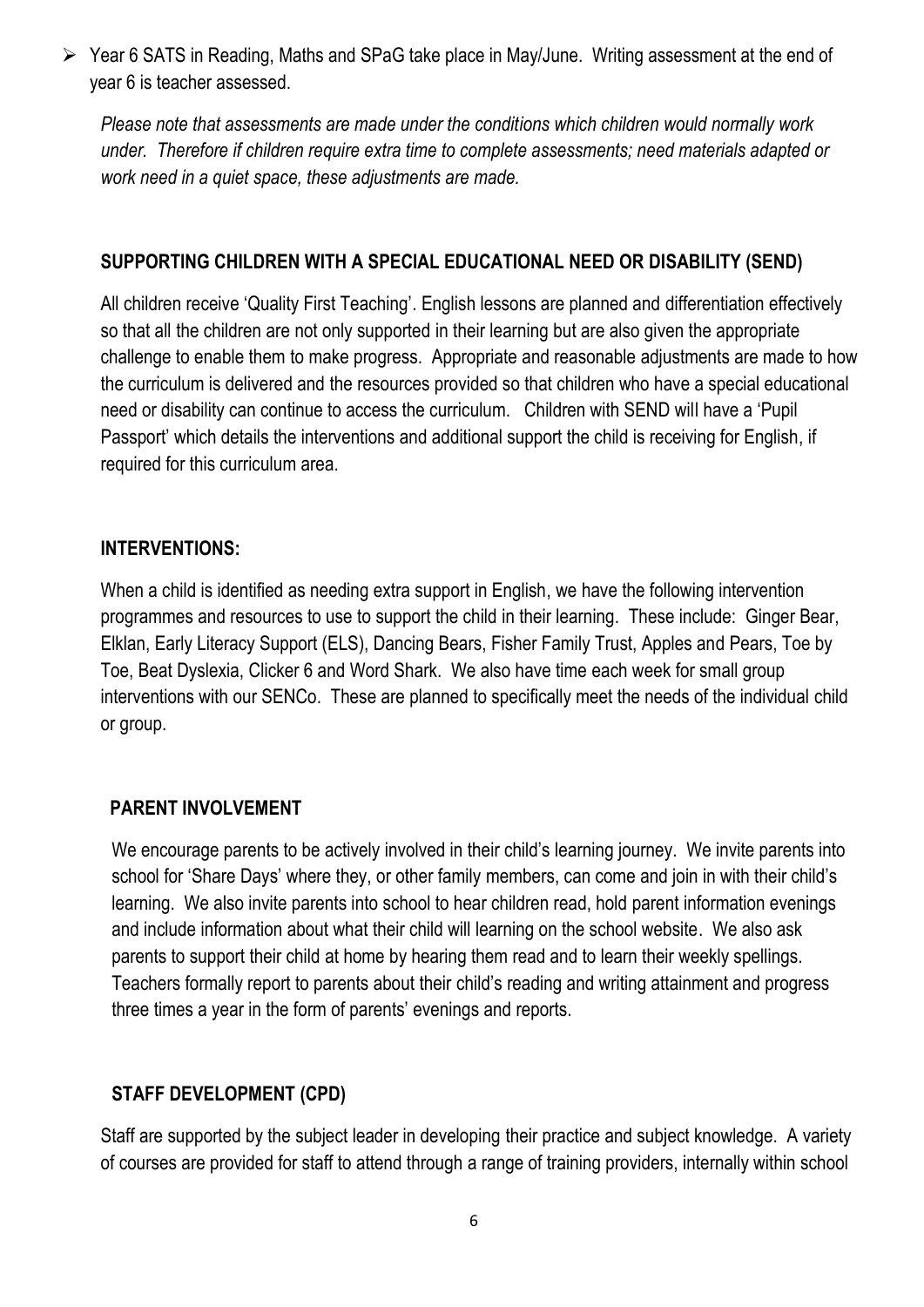- Year 6 SATS in Reading, Maths and SPaG take place in May/June. Writing assessment at the end of year 6 is teacher assessed.

*Please note that assessments are made under the conditions which children would normally work under. Therefore if children require extra time to complete assessments; need materials adapted or work need in a quiet space, these adjustments are made.*

## SUPPORTING CHILDREN WITH A SPECIAL EDUCATIONAL NEED OR DISABILITY (SEND)

All children receive 'Quality First Teaching'. English lessons are planned and differentiation effectively so that all the children are not only supported in their learning but are also given the appropriate challenge to enable them to make progress. Appropriate and reasonable adjustments are made to how the curriculum is delivered and the resources provided so that children who have a special educational need or disability can continue to access the curriculum. Children with SEND will have a 'Pupil Passport' which details the interventions and additional support the child is receiving for English, if required for this curriculum area.

## INTERVENTIONS:

When a child is identified as needing extra support in English, we have the following intervention programmes and resources to use to support the child in their learning. These include: Ginger Bear, Elklan, Early Literacy Support (ELS), Dancing Bears, Fisher Family Trust, Apples and Pears, Toe by Toe, Beat Dyslexia, Clicker 6 and Word Shark. We also have time each week for small group interventions with our SENCo. These are planned to specifically meet the needs of the individual child or group.

## PARENT INVOLVEMENT

We encourage parents to be actively involved in their child's learning journey. We invite parents into school for 'Share Days' where they, or other family members, can come and join in with their child's learning. We also invite parents into school to hear children read, hold parent information evenings and include information about what their child will learning on the school website. We also ask parents to support their child at home by hearing them read and to learn their weekly spellings. Teachers formally report to parents about their child's reading and writing attainment and progress three times a year in the form of parents' evenings and reports.

## STAFF DEVELOPMENT (CPD)

Staff are supported by the subject leader in developing their practice and subject knowledge. A variety of courses are provided for staff to attend through a range of training providers, internally within school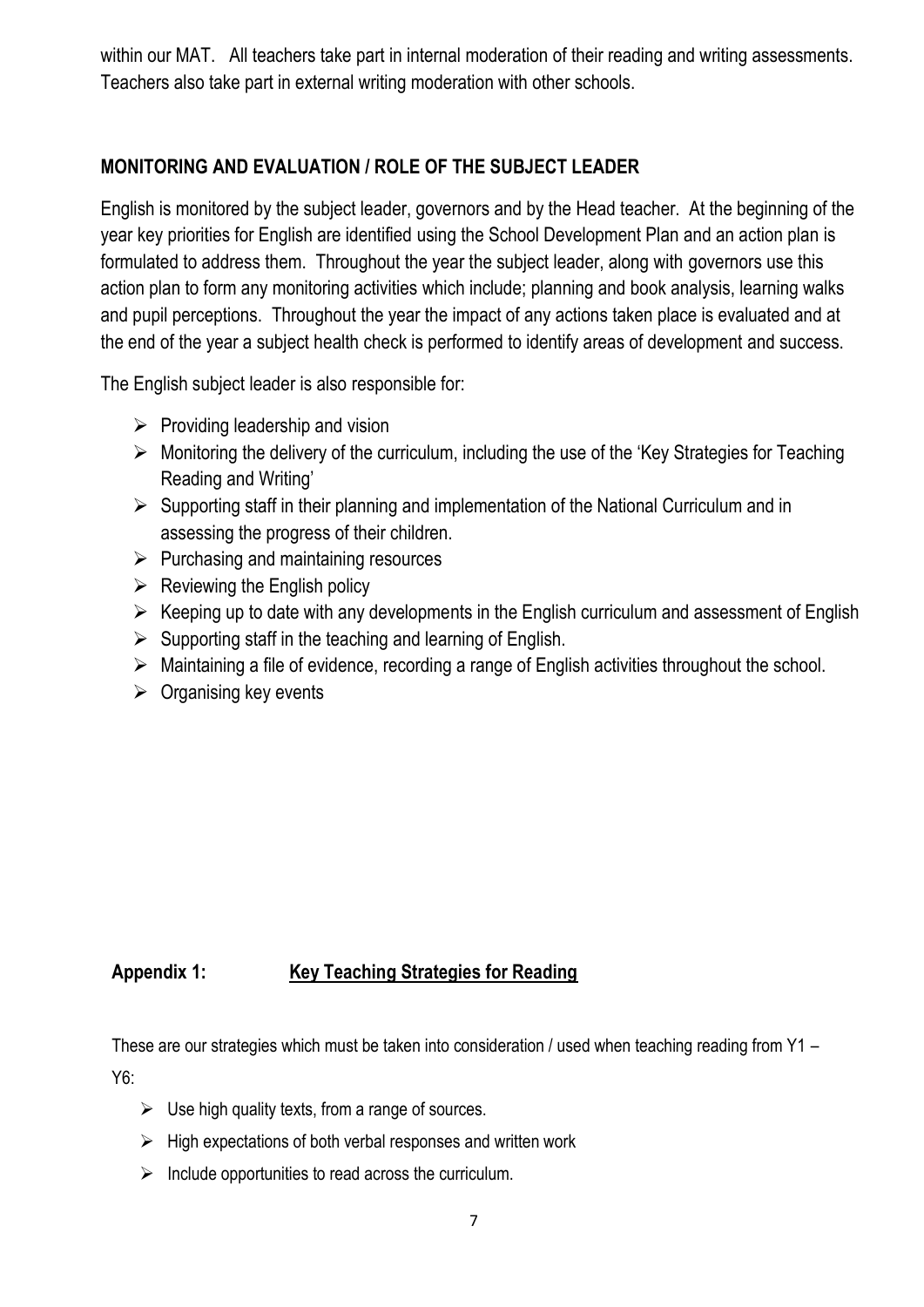within our MAT. All teachers take part in internal moderation of their reading and writing assessments. Teachers also take part in external writing moderation with other schools.

## MONITORING AND EVALUATION / ROLE OF THE SUBJECT LEADER

English is monitored by the subject leader, governors and by the Head teacher. At the beginning of the year key priorities for English are identified using the School Development Plan and an action plan is formulated to address them. Throughout the year the subject leader, along with governors use this action plan to form any monitoring activities which include; planning and book analysis, learning walks and pupil perceptions. Throughout the year the impact of any actions taken place is evaluated and at the end of the year a subject health check is performed to identify areas of development and success.

The English subject leader is also responsible for:

- Providing leadership and vision
- Monitoring the delivery of the curriculum, including the use of the 'Key Strategies for Teaching Reading and Writing'
- Supporting staff in their planning and implementation of the National Curriculum and in assessing the progress of their children.
- Purchasing and maintaining resources
- Reviewing the English policy
- Keeping up to date with any developments in the English curriculum and assessment of English
- Supporting staff in the teaching and learning of English.
- Maintaining a file of evidence, recording a range of English activities throughout the school.
- Organising key events

## Appendix 1: Key Teaching Strategies for Reading

These are our strategies which must be taken into consideration / used when teaching reading from Y1 – Y6:

- Use high quality texts, from a range of sources.
- High expectations of both verbal responses and written work
- Include opportunities to read across the curriculum.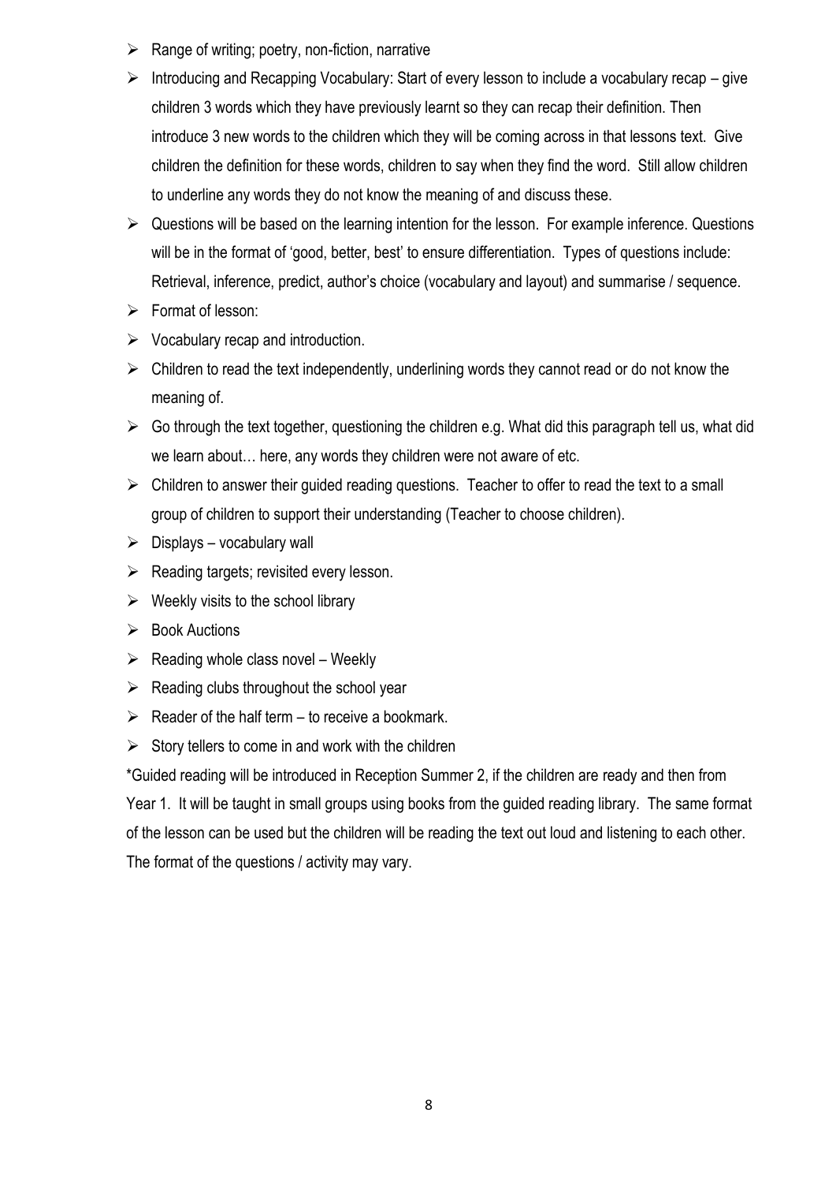- Range of writing; poetry, non-fiction, narrative
- Introducing and Recapping Vocabulary: Start of every lesson to include a vocabulary recap – give children 3 words which they have previously learnt so they can recap their definition. Then introduce 3 new words to the children which they will be coming across in that lessons text. Give children the definition for these words, children to say when they find the word. Still allow children to underline any words they do not know the meaning of and discuss these.
- Questions will be based on the learning intention for the lesson. For example inference. Questions will be in the format of 'good, better, best' to ensure differentiation. Types of questions include: Retrieval, inference, predict, author's choice (vocabulary and layout) and summarise / sequence.
- Format of lesson:
- Vocabulary recap and introduction.
- Children to read the text independently, underlining words they cannot read or do not know the meaning of.
- Go through the text together, questioning the children e.g. What did this paragraph tell us, what did we learn about… here, any words they children were not aware of etc.
- Children to answer their guided reading questions. Teacher to offer to read the text to a small group of children to support their understanding (Teacher to choose children).
- Displays – vocabulary wall
- Reading targets; revisited every lesson.
- Weekly visits to the school library
- Book Auctions
- Reading whole class novel – Weekly
- Reading clubs throughout the school year
- Reader of the half term – to receive a bookmark.
- Story tellers to come in and work with the children

*Guided reading will be introduced in Reception Summer 2, if the children are ready and then from Year 1. It will be taught in small groups using books from the guided reading library. The same format of the lesson can be used but the children will be reading the text out loud and listening to each other. The format of the questions / activity may vary.